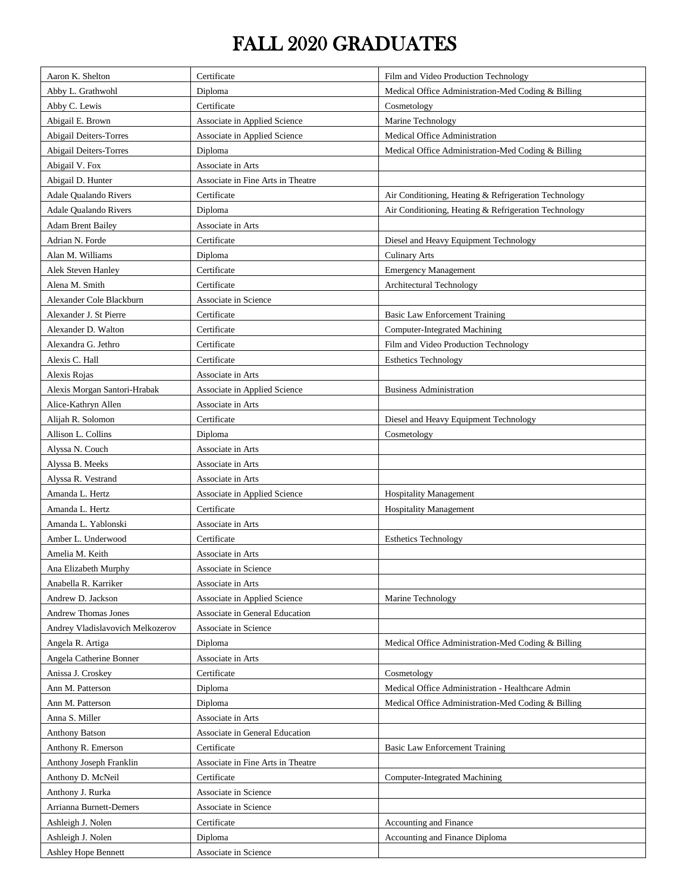# FALL 2020 GRADUATES

| Name | Degree | Program |
|---|---|---|
| Aaron K. Shelton | Certificate | Film and Video Production Technology |
| Abby L. Grathwohl | Diploma | Medical Office Administration-Med Coding & Billing |
| Abby C. Lewis | Certificate | Cosmetology |
| Abigail E. Brown | Associate in Applied Science | Marine Technology |
| Abigail Deiters-Torres | Associate in Applied Science | Medical Office Administration |
| Abigail Deiters-Torres | Diploma | Medical Office Administration-Med Coding & Billing |
| Abigail V. Fox | Associate in Arts | |
| Abigail D. Hunter | Associate in Fine Arts in Theatre | |
| Adale Qualando Rivers | Certificate | Air Conditioning, Heating & Refrigeration Technology |
| Adale Qualando Rivers | Diploma | Air Conditioning, Heating & Refrigeration Technology |
| Adam Brent Bailey | Associate in Arts | |
| Adrian N. Forde | Certificate | Diesel and Heavy Equipment Technology |
| Alan M. Williams | Diploma | Culinary Arts |
| Alek Steven Hanley | Certificate | Emergency Management |
| Alena M. Smith | Certificate | Architectural Technology |
| Alexander Cole Blackburn | Associate in Science | |
| Alexander J. St Pierre | Certificate | Basic Law Enforcement Training |
| Alexander D. Walton | Certificate | Computer-Integrated Machining |
| Alexandra G. Jethro | Certificate | Film and Video Production Technology |
| Alexis C. Hall | Certificate | Esthetics Technology |
| Alexis Rojas | Associate in Arts | |
| Alexis Morgan Santori-Hrabak | Associate in Applied Science | Business Administration |
| Alice-Kathryn Allen | Associate in Arts | |
| Alijah R. Solomon | Certificate | Diesel and Heavy Equipment Technology |
| Allison L. Collins | Diploma | Cosmetology |
| Alyssa N. Couch | Associate in Arts | |
| Alyssa B. Meeks | Associate in Arts | |
| Alyssa R. Vestrand | Associate in Arts | |
| Amanda L. Hertz | Associate in Applied Science | Hospitality Management |
| Amanda L. Hertz | Certificate | Hospitality Management |
| Amanda L. Yablonski | Associate in Arts | |
| Amber L. Underwood | Certificate | Esthetics Technology |
| Amelia M. Keith | Associate in Arts | |
| Ana Elizabeth Murphy | Associate in Science | |
| Anabella R. Karriker | Associate in Arts | |
| Andrew D. Jackson | Associate in Applied Science | Marine Technology |
| Andrew Thomas Jones | Associate in General Education | |
| Andrey Vladislavovich Melkozerov | Associate in Science | |
| Angela R. Artiga | Diploma | Medical Office Administration-Med Coding & Billing |
| Angela Catherine Bonner | Associate in Arts | |
| Anissa J. Croskey | Certificate | Cosmetology |
| Ann M. Patterson | Diploma | Medical Office Administration - Healthcare Admin |
| Ann M. Patterson | Diploma | Medical Office Administration-Med Coding & Billing |
| Anna S. Miller | Associate in Arts | |
| Anthony Batson | Associate in General Education | |
| Anthony R. Emerson | Certificate | Basic Law Enforcement Training |
| Anthony Joseph Franklin | Associate in Fine Arts in Theatre | |
| Anthony D. McNeil | Certificate | Computer-Integrated Machining |
| Anthony J. Rurka | Associate in Science | |
| Arrianna Burnett-Demers | Associate in Science | |
| Ashleigh J. Nolen | Certificate | Accounting and Finance |
| Ashleigh J. Nolen | Diploma | Accounting and Finance Diploma |
| Ashley Hope Bennett | Associate in Science | |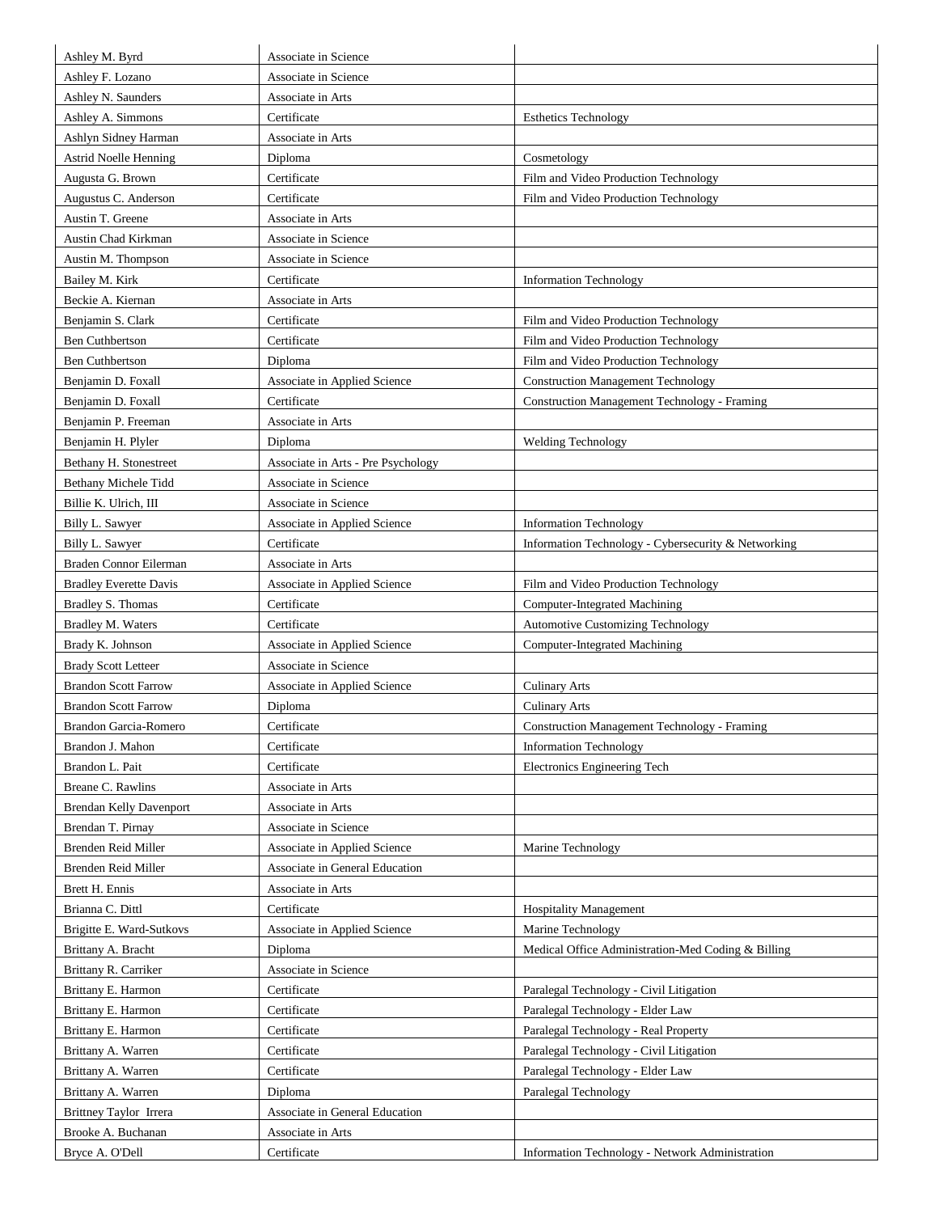| | | |
|---|---|---|
| Ashley M. Byrd | Associate in Science | |
| Ashley F. Lozano | Associate in Science | |
| Ashley N. Saunders | Associate in Arts | |
| Ashley A. Simmons | Certificate | Esthetics Technology |
| Ashlyn Sidney Harman | Associate in Arts | |
| Astrid Noelle Henning | Diploma | Cosmetology |
| Augusta G. Brown | Certificate | Film and Video Production Technology |
| Augustus C. Anderson | Certificate | Film and Video Production Technology |
| Austin T. Greene | Associate in Arts | |
| Austin Chad Kirkman | Associate in Science | |
| Austin M. Thompson | Associate in Science | |
| Bailey M. Kirk | Certificate | Information Technology |
| Beckie A. Kiernan | Associate in Arts | |
| Benjamin S. Clark | Certificate | Film and Video Production Technology |
| Ben Cuthbertson | Certificate | Film and Video Production Technology |
| Ben Cuthbertson | Diploma | Film and Video Production Technology |
| Benjamin D. Foxall | Associate in Applied Science | Construction Management Technology |
| Benjamin D. Foxall | Certificate | Construction Management Technology - Framing |
| Benjamin P. Freeman | Associate in Arts | |
| Benjamin H. Plyler | Diploma | Welding Technology |
| Bethany H. Stonestreet | Associate in Arts - Pre Psychology | |
| Bethany Michele Tidd | Associate in Science | |
| Billie K. Ulrich, III | Associate in Science | |
| Billy L. Sawyer | Associate in Applied Science | Information Technology |
| Billy L. Sawyer | Certificate | Information Technology - Cybersecurity & Networking |
| Braden Connor Eilerman | Associate in Arts | |
| Bradley Everette Davis | Associate in Applied Science | Film and Video Production Technology |
| Bradley S. Thomas | Certificate | Computer-Integrated Machining |
| Bradley M. Waters | Certificate | Automotive Customizing Technology |
| Brady K. Johnson | Associate in Applied Science | Computer-Integrated Machining |
| Brady Scott Letteer | Associate in Science | |
| Brandon Scott Farrow | Associate in Applied Science | Culinary Arts |
| Brandon Scott Farrow | Diploma | Culinary Arts |
| Brandon Garcia-Romero | Certificate | Construction Management Technology - Framing |
| Brandon J. Mahon | Certificate | Information Technology |
| Brandon L. Pait | Certificate | Electronics Engineering Tech |
| Breane C. Rawlins | Associate in Arts | |
| Brendan Kelly Davenport | Associate in Arts | |
| Brendan T. Pirnay | Associate in Science | |
| Brenden Reid Miller | Associate in Applied Science | Marine Technology |
| Brenden Reid Miller | Associate in General Education | |
| Brett H. Ennis | Associate in Arts | |
| Brianna C. Dittl | Certificate | Hospitality Management |
| Brigitte E. Ward-Sutkovs | Associate in Applied Science | Marine Technology |
| Brittany A. Bracht | Diploma | Medical Office Administration-Med Coding & Billing |
| Brittany R. Carriker | Associate in Science | |
| Brittany E. Harmon | Certificate | Paralegal Technology - Civil Litigation |
| Brittany E. Harmon | Certificate | Paralegal Technology - Elder Law |
| Brittany E. Harmon | Certificate | Paralegal Technology - Real Property |
| Brittany A. Warren | Certificate | Paralegal Technology - Civil Litigation |
| Brittany A. Warren | Certificate | Paralegal Technology - Elder Law |
| Brittany A. Warren | Diploma | Paralegal Technology |
| Brittney Taylor Irrera | Associate in General Education | |
| Brooke A. Buchanan | Associate in Arts | |
| Bryce A. O'Dell | Certificate | Information Technology - Network Administration |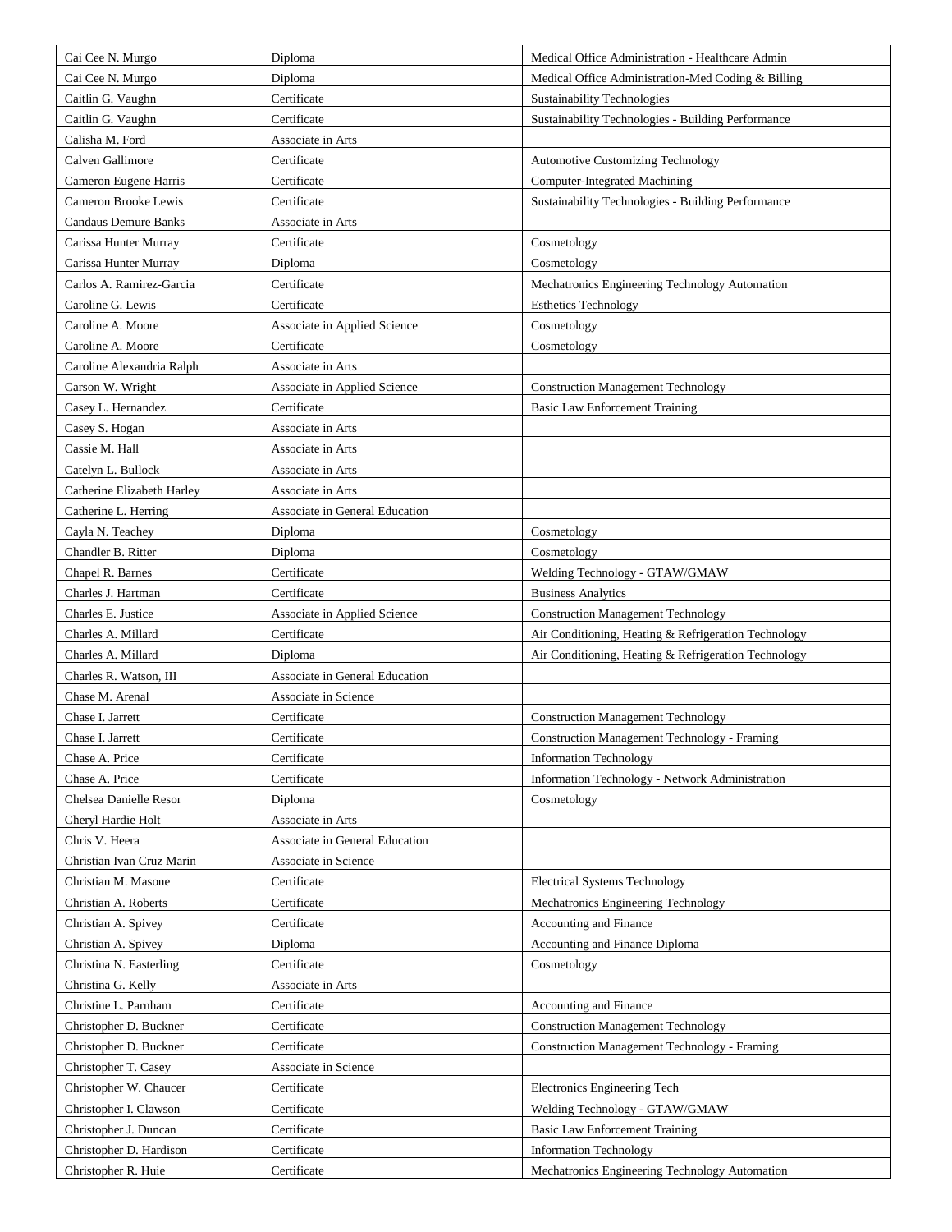| | | |
|---|---|---|
| Cai Cee N. Murgo | Diploma | Medical Office Administration - Healthcare Admin |
| Cai Cee N. Murgo | Diploma | Medical Office Administration-Med Coding & Billing |
| Caitlin G. Vaughn | Certificate | Sustainability Technologies |
| Caitlin G. Vaughn | Certificate | Sustainability Technologies - Building Performance |
| Calisha M. Ford | Associate in Arts | |
| Calven Gallimore | Certificate | Automotive Customizing Technology |
| Cameron Eugene Harris | Certificate | Computer-Integrated Machining |
| Cameron Brooke Lewis | Certificate | Sustainability Technologies - Building Performance |
| Candaus Demure Banks | Associate in Arts | |
| Carissa Hunter Murray | Certificate | Cosmetology |
| Carissa Hunter Murray | Diploma | Cosmetology |
| Carlos A. Ramirez-Garcia | Certificate | Mechatronics Engineering Technology Automation |
| Caroline G. Lewis | Certificate | Esthetics Technology |
| Caroline A. Moore | Associate in Applied Science | Cosmetology |
| Caroline A. Moore | Certificate | Cosmetology |
| Caroline Alexandria Ralph | Associate in Arts | |
| Carson W. Wright | Associate in Applied Science | Construction Management Technology |
| Casey L. Hernandez | Certificate | Basic Law Enforcement Training |
| Casey S. Hogan | Associate in Arts | |
| Cassie M. Hall | Associate in Arts | |
| Catelyn L. Bullock | Associate in Arts | |
| Catherine Elizabeth Harley | Associate in Arts | |
| Catherine L. Herring | Associate in General Education | |
| Cayla N. Teachey | Diploma | Cosmetology |
| Chandler B. Ritter | Diploma | Cosmetology |
| Chapel R. Barnes | Certificate | Welding Technology - GTAW/GMAW |
| Charles J. Hartman | Certificate | Business Analytics |
| Charles E. Justice | Associate in Applied Science | Construction Management Technology |
| Charles A. Millard | Certificate | Air Conditioning, Heating & Refrigeration Technology |
| Charles A. Millard | Diploma | Air Conditioning, Heating & Refrigeration Technology |
| Charles R. Watson, III | Associate in General Education | |
| Chase M. Arenal | Associate in Science | |
| Chase I. Jarrett | Certificate | Construction Management Technology |
| Chase I. Jarrett | Certificate | Construction Management Technology - Framing |
| Chase A. Price | Certificate | Information Technology |
| Chase A. Price | Certificate | Information Technology - Network Administration |
| Chelsea Danielle Resor | Diploma | Cosmetology |
| Cheryl Hardie Holt | Associate in Arts | |
| Chris V. Heera | Associate in General Education | |
| Christian Ivan Cruz Marin | Associate in Science | |
| Christian M. Masone | Certificate | Electrical Systems Technology |
| Christian A. Roberts | Certificate | Mechatronics Engineering Technology |
| Christian A. Spivey | Certificate | Accounting and Finance |
| Christian A. Spivey | Diploma | Accounting and Finance Diploma |
| Christina N. Easterling | Certificate | Cosmetology |
| Christina G. Kelly | Associate in Arts | |
| Christine L. Parnham | Certificate | Accounting and Finance |
| Christopher D. Buckner | Certificate | Construction Management Technology |
| Christopher D. Buckner | Certificate | Construction Management Technology - Framing |
| Christopher T. Casey | Associate in Science | |
| Christopher W. Chaucer | Certificate | Electronics Engineering Tech |
| Christopher I. Clawson | Certificate | Welding Technology - GTAW/GMAW |
| Christopher J. Duncan | Certificate | Basic Law Enforcement Training |
| Christopher D. Hardison | Certificate | Information Technology |
| Christopher R. Huie | Certificate | Mechatronics Engineering Technology Automation |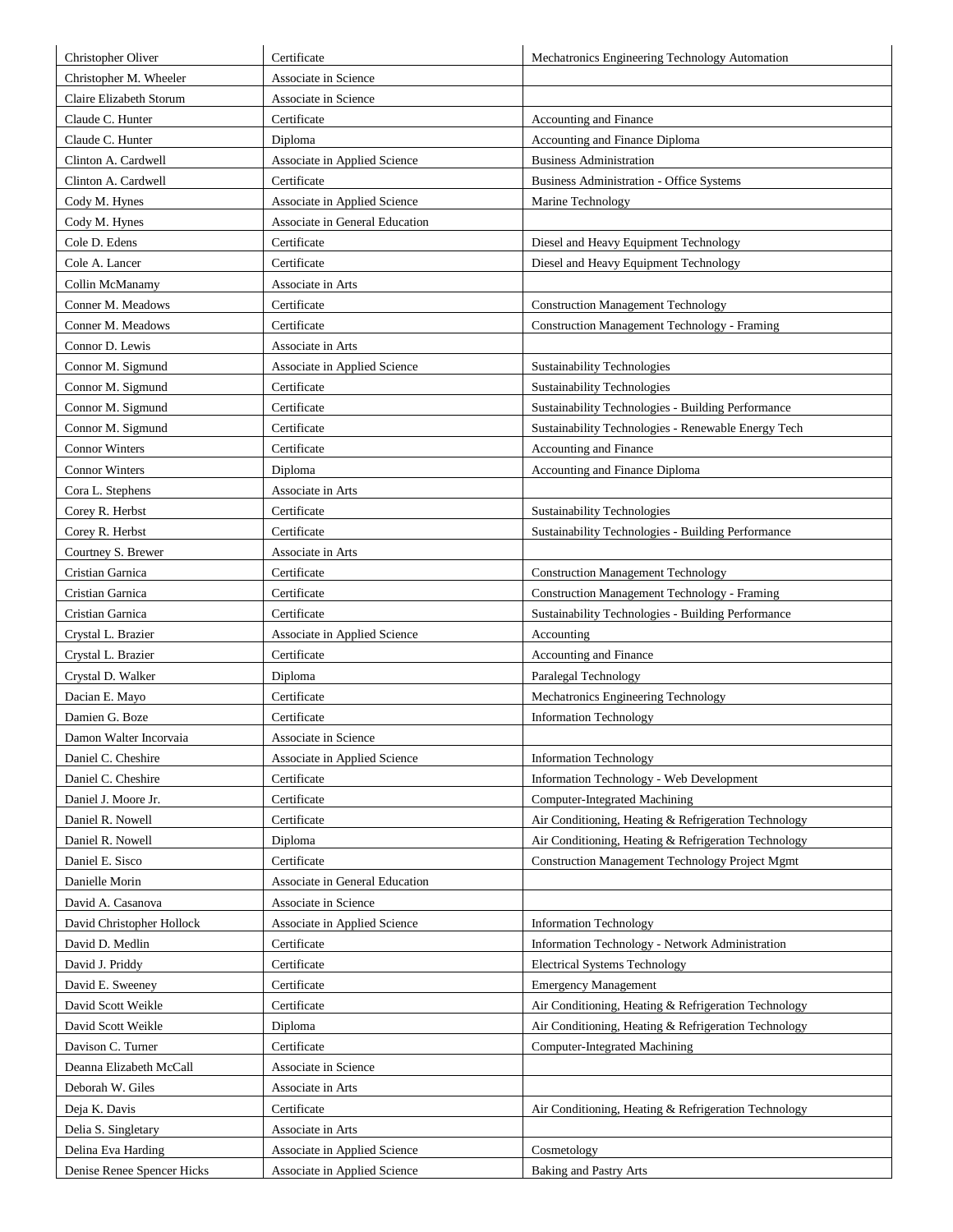| Christopher Oliver | Certificate | Mechatronics Engineering Technology Automation |
|---|---|---|
| Christopher M. Wheeler | Associate in Science | |
| Claire Elizabeth Storum | Associate in Science | |
| Claude C. Hunter | Certificate | Accounting and Finance |
| Claude C. Hunter | Diploma | Accounting and Finance Diploma |
| Clinton A. Cardwell | Associate in Applied Science | Business Administration |
| Clinton A. Cardwell | Certificate | Business Administration - Office Systems |
| Cody M. Hynes | Associate in Applied Science | Marine Technology |
| Cody M. Hynes | Associate in General Education | |
| Cole D. Edens | Certificate | Diesel and Heavy Equipment Technology |
| Cole A. Lancer | Certificate | Diesel and Heavy Equipment Technology |
| Collin McManamy | Associate in Arts | |
| Conner M. Meadows | Certificate | Construction Management Technology |
| Conner M. Meadows | Certificate | Construction Management Technology - Framing |
| Connor D. Lewis | Associate in Arts | |
| Connor M. Sigmund | Associate in Applied Science | Sustainability Technologies |
| Connor M. Sigmund | Certificate | Sustainability Technologies |
| Connor M. Sigmund | Certificate | Sustainability Technologies - Building Performance |
| Connor M. Sigmund | Certificate | Sustainability Technologies - Renewable Energy Tech |
| Connor Winters | Certificate | Accounting and Finance |
| Connor Winters | Diploma | Accounting and Finance Diploma |
| Cora L. Stephens | Associate in Arts | |
| Corey R. Herbst | Certificate | Sustainability Technologies |
| Corey R. Herbst | Certificate | Sustainability Technologies - Building Performance |
| Courtney S. Brewer | Associate in Arts | |
| Cristian Garnica | Certificate | Construction Management Technology |
| Cristian Garnica | Certificate | Construction Management Technology - Framing |
| Cristian Garnica | Certificate | Sustainability Technologies - Building Performance |
| Crystal L. Brazier | Associate in Applied Science | Accounting |
| Crystal L. Brazier | Certificate | Accounting and Finance |
| Crystal D. Walker | Diploma | Paralegal Technology |
| Dacian E. Mayo | Certificate | Mechatronics Engineering Technology |
| Damien G. Boze | Certificate | Information Technology |
| Damon Walter Incorvaia | Associate in Science | |
| Daniel C. Cheshire | Associate in Applied Science | Information Technology |
| Daniel C. Cheshire | Certificate | Information Technology - Web Development |
| Daniel J. Moore Jr. | Certificate | Computer-Integrated Machining |
| Daniel R. Nowell | Certificate | Air Conditioning, Heating & Refrigeration Technology |
| Daniel R. Nowell | Diploma | Air Conditioning, Heating & Refrigeration Technology |
| Daniel E. Sisco | Certificate | Construction Management Technology Project Mgmt |
| Danielle Morin | Associate in General Education | |
| David A. Casanova | Associate in Science | |
| David Christopher Hollock | Associate in Applied Science | Information Technology |
| David D. Medlin | Certificate | Information Technology - Network Administration |
| David J. Priddy | Certificate | Electrical Systems Technology |
| David E. Sweeney | Certificate | Emergency Management |
| David Scott Weikle | Certificate | Air Conditioning, Heating & Refrigeration Technology |
| David Scott Weikle | Diploma | Air Conditioning, Heating & Refrigeration Technology |
| Davison C. Turner | Certificate | Computer-Integrated Machining |
| Deanna Elizabeth McCall | Associate in Science | |
| Deborah W. Giles | Associate in Arts | |
| Deja K. Davis | Certificate | Air Conditioning, Heating & Refrigeration Technology |
| Delia S. Singletary | Associate in Arts | |
| Delina Eva Harding | Associate in Applied Science | Cosmetology |
| Denise Renee Spencer Hicks | Associate in Applied Science | Baking and Pastry Arts |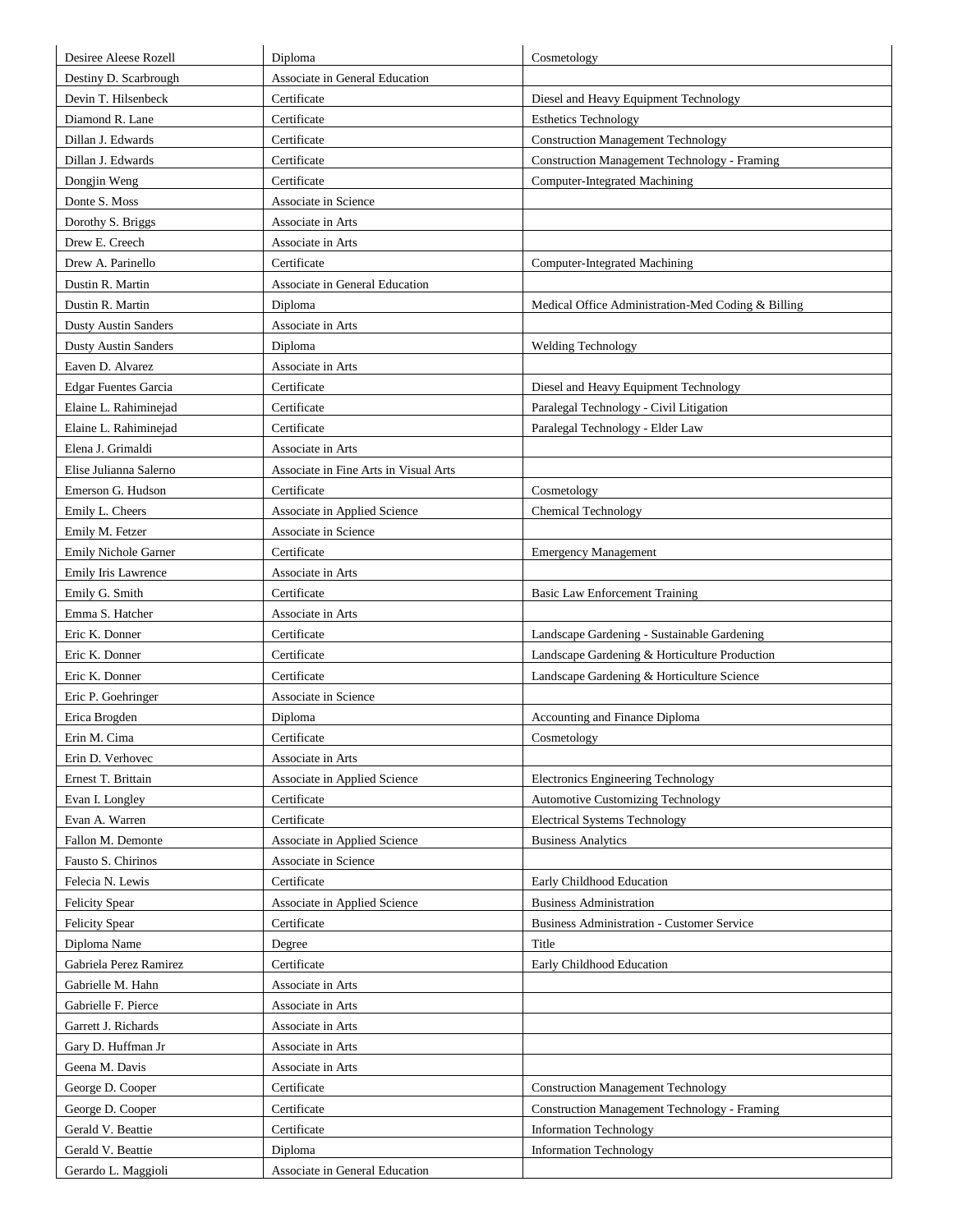| Desiree Aleese Rozell | Diploma | Cosmetology |
|---|---|---|
| Destiny D. Scarbrough | Associate in General Education | |
| Devin T. Hilsenbeck | Certificate | Diesel and Heavy Equipment Technology |
| Diamond R. Lane | Certificate | Esthetics Technology |
| Dillan J. Edwards | Certificate | Construction Management Technology |
| Dillan J. Edwards | Certificate | Construction Management Technology - Framing |
| Dongjin Weng | Certificate | Computer-Integrated Machining |
| Donte S. Moss | Associate in Science | |
| Dorothy S. Briggs | Associate in Arts | |
| Drew E. Creech | Associate in Arts | |
| Drew A. Parinello | Certificate | Computer-Integrated Machining |
| Dustin R. Martin | Associate in General Education | |
| Dustin R. Martin | Diploma | Medical Office Administration-Med Coding & Billing |
| Dusty Austin Sanders | Associate in Arts | |
| Dusty Austin Sanders | Diploma | Welding Technology |
| Eaven D. Alvarez | Associate in Arts | |
| Edgar Fuentes Garcia | Certificate | Diesel and Heavy Equipment Technology |
| Elaine L. Rahiminejad | Certificate | Paralegal Technology - Civil Litigation |
| Elaine L. Rahiminejad | Certificate | Paralegal Technology - Elder Law |
| Elena J. Grimaldi | Associate in Arts | |
| Elise Julianna Salerno | Associate in Fine Arts in Visual Arts | |
| Emerson G. Hudson | Certificate | Cosmetology |
| Emily L. Cheers | Associate in Applied Science | Chemical Technology |
| Emily M. Fetzer | Associate in Science | |
| Emily Nichole Garner | Certificate | Emergency Management |
| Emily Iris Lawrence | Associate in Arts | |
| Emily G. Smith | Certificate | Basic Law Enforcement Training |
| Emma S. Hatcher | Associate in Arts | |
| Eric K. Donner | Certificate | Landscape Gardening - Sustainable Gardening |
| Eric K. Donner | Certificate | Landscape Gardening & Horticulture Production |
| Eric K. Donner | Certificate | Landscape Gardening & Horticulture Science |
| Eric P. Goehringer | Associate in Science | |
| Erica Brogden | Diploma | Accounting and Finance Diploma |
| Erin M. Cima | Certificate | Cosmetology |
| Erin D. Verhovec | Associate in Arts | |
| Ernest T. Brittain | Associate in Applied Science | Electronics Engineering Technology |
| Evan I. Longley | Certificate | Automotive Customizing Technology |
| Evan A. Warren | Certificate | Electrical Systems Technology |
| Fallon M. Demonte | Associate in Applied Science | Business Analytics |
| Fausto S. Chirinos | Associate in Science | |
| Felecia N. Lewis | Certificate | Early Childhood Education |
| Felicity Spear | Associate in Applied Science | Business Administration |
| Felicity Spear | Certificate | Business Administration - Customer Service |
| Diploma Name | Degree | Title |
| Gabriela Perez Ramirez | Certificate | Early Childhood Education |
| Gabrielle M. Hahn | Associate in Arts | |
| Gabrielle F. Pierce | Associate in Arts | |
| Garrett J. Richards | Associate in Arts | |
| Gary D. Huffman Jr | Associate in Arts | |
| Geena M. Davis | Associate in Arts | |
| George D. Cooper | Certificate | Construction Management Technology |
| George D. Cooper | Certificate | Construction Management Technology - Framing |
| Gerald V. Beattie | Certificate | Information Technology |
| Gerald V. Beattie | Diploma | Information Technology |
| Gerardo L. Maggioli | Associate in General Education | |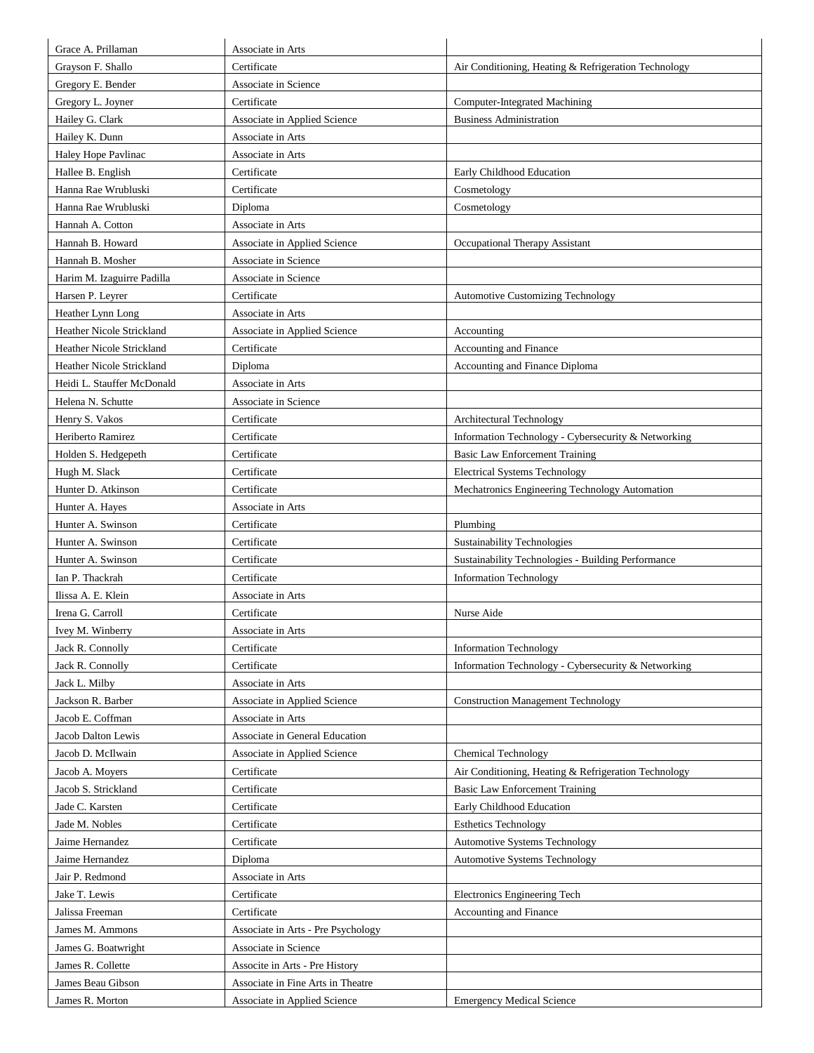| Grace A. Prillaman | Associate in Arts | |
|---|---|---|
| Grayson F. Shallo | Certificate | Air Conditioning, Heating & Refrigeration Technology |
| Gregory E. Bender | Associate in Science | |
| Gregory L. Joyner | Certificate | Computer-Integrated Machining |
| Hailey G. Clark | Associate in Applied Science | Business Administration |
| Hailey K. Dunn | Associate in Arts | |
| Haley Hope Pavlinac | Associate in Arts | |
| Hallee B. English | Certificate | Early Childhood Education |
| Hanna Rae Wrubluski | Certificate | Cosmetology |
| Hanna Rae Wrubluski | Diploma | Cosmetology |
| Hannah A. Cotton | Associate in Arts | |
| Hannah B. Howard | Associate in Applied Science | Occupational Therapy Assistant |
| Hannah B. Mosher | Associate in Science | |
| Harim M. Izaguirre Padilla | Associate in Science | |
| Harsen P. Leyrer | Certificate | Automotive Customizing Technology |
| Heather Lynn Long | Associate in Arts | |
| Heather Nicole Strickland | Associate in Applied Science | Accounting |
| Heather Nicole Strickland | Certificate | Accounting and Finance |
| Heather Nicole Strickland | Diploma | Accounting and Finance Diploma |
| Heidi L. Stauffer McDonald | Associate in Arts | |
| Helena N. Schutte | Associate in Science | |
| Henry S. Vakos | Certificate | Architectural Technology |
| Heriberto Ramirez | Certificate | Information Technology - Cybersecurity & Networking |
| Holden S. Hedgepeth | Certificate | Basic Law Enforcement Training |
| Hugh M. Slack | Certificate | Electrical Systems Technology |
| Hunter D. Atkinson | Certificate | Mechatronics Engineering Technology Automation |
| Hunter A. Hayes | Associate in Arts | |
| Hunter A. Swinson | Certificate | Plumbing |
| Hunter A. Swinson | Certificate | Sustainability Technologies |
| Hunter A. Swinson | Certificate | Sustainability Technologies - Building Performance |
| Ian P. Thackrah | Certificate | Information Technology |
| Ilissa A. E. Klein | Associate in Arts | |
| Irena G. Carroll | Certificate | Nurse Aide |
| Ivey M. Winberry | Associate in Arts | |
| Jack R. Connolly | Certificate | Information Technology |
| Jack R. Connolly | Certificate | Information Technology - Cybersecurity & Networking |
| Jack L. Milby | Associate in Arts | |
| Jackson R. Barber | Associate in Applied Science | Construction Management Technology |
| Jacob E. Coffman | Associate in Arts | |
| Jacob Dalton Lewis | Associate in General Education | |
| Jacob D. McIlwain | Associate in Applied Science | Chemical Technology |
| Jacob A. Moyers | Certificate | Air Conditioning, Heating & Refrigeration Technology |
| Jacob S. Strickland | Certificate | Basic Law Enforcement Training |
| Jade C. Karsten | Certificate | Early Childhood Education |
| Jade M. Nobles | Certificate | Esthetics Technology |
| Jaime Hernandez | Certificate | Automotive Systems Technology |
| Jaime Hernandez | Diploma | Automotive Systems Technology |
| Jair P. Redmond | Associate in Arts | |
| Jake T. Lewis | Certificate | Electronics Engineering Tech |
| Jalissa Freeman | Certificate | Accounting and Finance |
| James M. Ammons | Associate in Arts - Pre Psychology | |
| James G. Boatwright | Associate in Science | |
| James R. Collette | Associte in Arts - Pre History | |
| James Beau Gibson | Associate in Fine Arts in Theatre | |
| James R. Morton | Associate in Applied Science | Emergency Medical Science |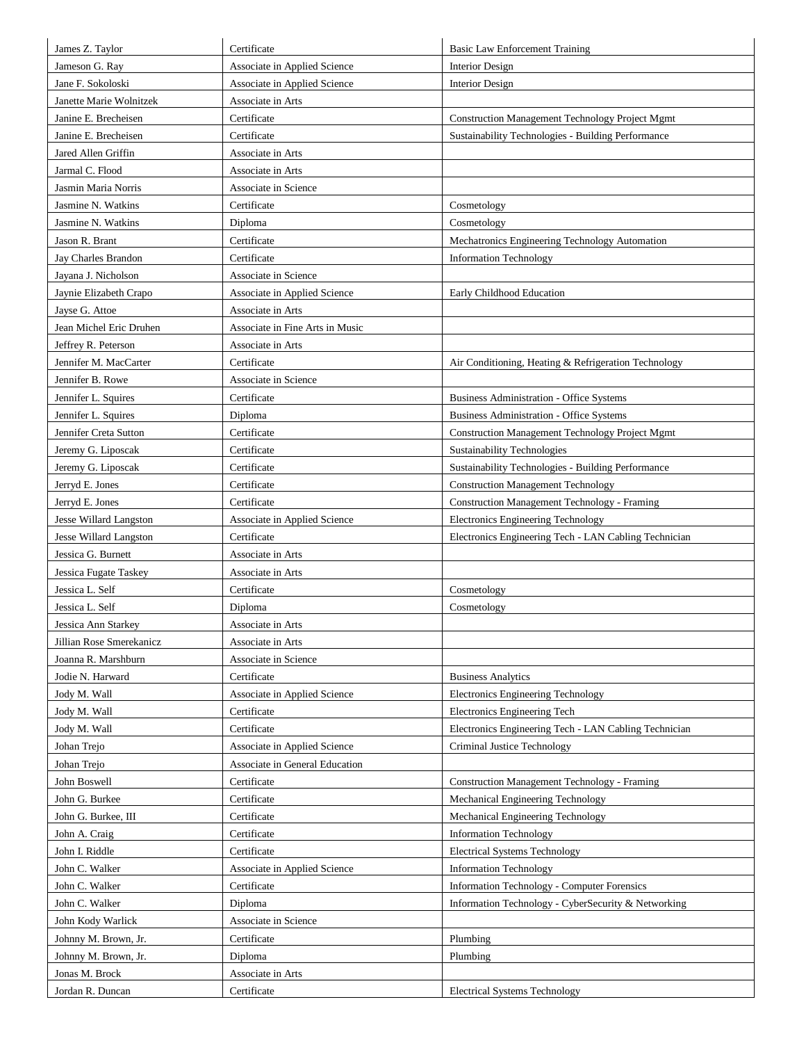| | | |
|---|---|---|
| James Z. Taylor | Certificate | Basic Law Enforcement Training |
| Jameson G. Ray | Associate in Applied Science | Interior Design |
| Jane F. Sokoloski | Associate in Applied Science | Interior Design |
| Janette Marie Wolnitzek | Associate in Arts | |
| Janine E. Brecheisen | Certificate | Construction Management Technology Project Mgmt |
| Janine E. Brecheisen | Certificate | Sustainability Technologies - Building Performance |
| Jared Allen Griffin | Associate in Arts | |
| Jarmal C. Flood | Associate in Arts | |
| Jasmin Maria Norris | Associate in Science | |
| Jasmine N. Watkins | Certificate | Cosmetology |
| Jasmine N. Watkins | Diploma | Cosmetology |
| Jason R. Brant | Certificate | Mechatronics Engineering Technology Automation |
| Jay Charles Brandon | Certificate | Information Technology |
| Jayana J. Nicholson | Associate in Science | |
| Jaynie Elizabeth Crapo | Associate in Applied Science | Early Childhood Education |
| Jayse G. Attoe | Associate in Arts | |
| Jean Michel Eric Druhen | Associate in Fine Arts in Music | |
| Jeffrey R. Peterson | Associate in Arts | |
| Jennifer M. MacCarter | Certificate | Air Conditioning, Heating & Refrigeration Technology |
| Jennifer B. Rowe | Associate in Science | |
| Jennifer L. Squires | Certificate | Business Administration - Office Systems |
| Jennifer L. Squires | Diploma | Business Administration - Office Systems |
| Jennifer Creta Sutton | Certificate | Construction Management Technology Project Mgmt |
| Jeremy G. Liposcak | Certificate | Sustainability Technologies |
| Jeremy G. Liposcak | Certificate | Sustainability Technologies - Building Performance |
| Jerryd E. Jones | Certificate | Construction Management Technology |
| Jerryd E. Jones | Certificate | Construction Management Technology - Framing |
| Jesse Willard Langston | Associate in Applied Science | Electronics Engineering Technology |
| Jesse Willard Langston | Certificate | Electronics Engineering Tech - LAN Cabling Technician |
| Jessica G. Burnett | Associate in Arts | |
| Jessica Fugate Taskey | Associate in Arts | |
| Jessica L. Self | Certificate | Cosmetology |
| Jessica L. Self | Diploma | Cosmetology |
| Jessica Ann Starkey | Associate in Arts | |
| Jillian Rose Smerekanicz | Associate in Arts | |
| Joanna R. Marshburn | Associate in Science | |
| Jodie N. Harward | Certificate | Business Analytics |
| Jody M. Wall | Associate in Applied Science | Electronics Engineering Technology |
| Jody M. Wall | Certificate | Electronics Engineering Tech |
| Jody M. Wall | Certificate | Electronics Engineering Tech - LAN Cabling Technician |
| Johan Trejo | Associate in Applied Science | Criminal Justice Technology |
| Johan Trejo | Associate in General Education | |
| John Boswell | Certificate | Construction Management Technology - Framing |
| John G. Burkee | Certificate | Mechanical Engineering Technology |
| John G. Burkee, III | Certificate | Mechanical Engineering Technology |
| John A. Craig | Certificate | Information Technology |
| John I. Riddle | Certificate | Electrical Systems Technology |
| John C. Walker | Associate in Applied Science | Information Technology |
| John C. Walker | Certificate | Information Technology - Computer Forensics |
| John C. Walker | Diploma | Information Technology - CyberSecurity & Networking |
| John Kody Warlick | Associate in Science | |
| Johnny M. Brown, Jr. | Certificate | Plumbing |
| Johnny M. Brown, Jr. | Diploma | Plumbing |
| Jonas M. Brock | Associate in Arts | |
| Jordan R. Duncan | Certificate | Electrical Systems Technology |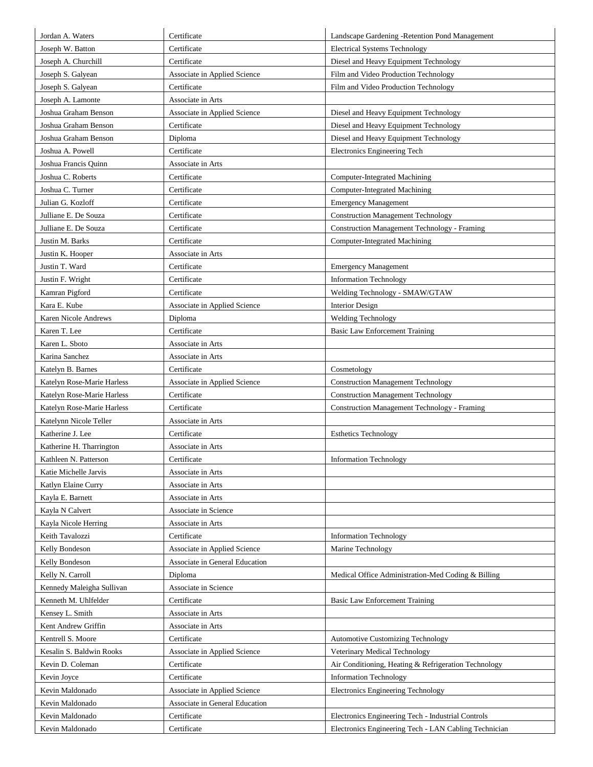| | | |
|---|---|---|
| Jordan A. Waters | Certificate | Landscape Gardening -Retention Pond Management |
| Joseph W. Batton | Certificate | Electrical Systems Technology |
| Joseph A. Churchill | Certificate | Diesel and Heavy Equipment Technology |
| Joseph S. Galyean | Associate in Applied Science | Film and Video Production Technology |
| Joseph S. Galyean | Certificate | Film and Video Production Technology |
| Joseph A. Lamonte | Associate in Arts | |
| Joshua Graham Benson | Associate in Applied Science | Diesel and Heavy Equipment Technology |
| Joshua Graham Benson | Certificate | Diesel and Heavy Equipment Technology |
| Joshua Graham Benson | Diploma | Diesel and Heavy Equipment Technology |
| Joshua A. Powell | Certificate | Electronics Engineering Tech |
| Joshua Francis Quinn | Associate in Arts | |
| Joshua C. Roberts | Certificate | Computer-Integrated Machining |
| Joshua C. Turner | Certificate | Computer-Integrated Machining |
| Julian G. Kozloff | Certificate | Emergency Management |
| Julliane E. De Souza | Certificate | Construction Management Technology |
| Julliane E. De Souza | Certificate | Construction Management Technology - Framing |
| Justin M. Barks | Certificate | Computer-Integrated Machining |
| Justin K. Hooper | Associate in Arts | |
| Justin T. Ward | Certificate | Emergency Management |
| Justin F. Wright | Certificate | Information Technology |
| Kamran Pigford | Certificate | Welding Technology - SMAW/GTAW |
| Kara E. Kube | Associate in Applied Science | Interior Design |
| Karen Nicole Andrews | Diploma | Welding Technology |
| Karen T. Lee | Certificate | Basic Law Enforcement Training |
| Karen L. Sboto | Associate in Arts | |
| Karina Sanchez | Associate in Arts | |
| Katelyn B. Barnes | Certificate | Cosmetology |
| Katelyn Rose-Marie Harless | Associate in Applied Science | Construction Management Technology |
| Katelyn Rose-Marie Harless | Certificate | Construction Management Technology |
| Katelyn Rose-Marie Harless | Certificate | Construction Management Technology - Framing |
| Katelynn Nicole Teller | Associate in Arts | |
| Katherine J. Lee | Certificate | Esthetics Technology |
| Katherine H. Tharrington | Associate in Arts | |
| Kathleen N. Patterson | Certificate | Information Technology |
| Katie Michelle Jarvis | Associate in Arts | |
| Katlyn Elaine Curry | Associate in Arts | |
| Kayla E. Barnett | Associate in Arts | |
| Kayla N Calvert | Associate in Science | |
| Kayla Nicole Herring | Associate in Arts | |
| Keith Tavalozzi | Certificate | Information Technology |
| Kelly Bondeson | Associate in Applied Science | Marine Technology |
| Kelly Bondeson | Associate in General Education | |
| Kelly N. Carroll | Diploma | Medical Office Administration-Med Coding & Billing |
| Kennedy Maleigha Sullivan | Associate in Science | |
| Kenneth M. Uhlfelder | Certificate | Basic Law Enforcement Training |
| Kensey L. Smith | Associate in Arts | |
| Kent Andrew Griffin | Associate in Arts | |
| Kentrell S. Moore | Certificate | Automotive Customizing Technology |
| Kesalin S. Baldwin Rooks | Associate in Applied Science | Veterinary Medical Technology |
| Kevin D. Coleman | Certificate | Air Conditioning, Heating & Refrigeration Technology |
| Kevin Joyce | Certificate | Information Technology |
| Kevin Maldonado | Associate in Applied Science | Electronics Engineering Technology |
| Kevin Maldonado | Associate in General Education | |
| Kevin Maldonado | Certificate | Electronics Engineering Tech - Industrial Controls |
| Kevin Maldonado | Certificate | Electronics Engineering Tech - LAN Cabling Technician |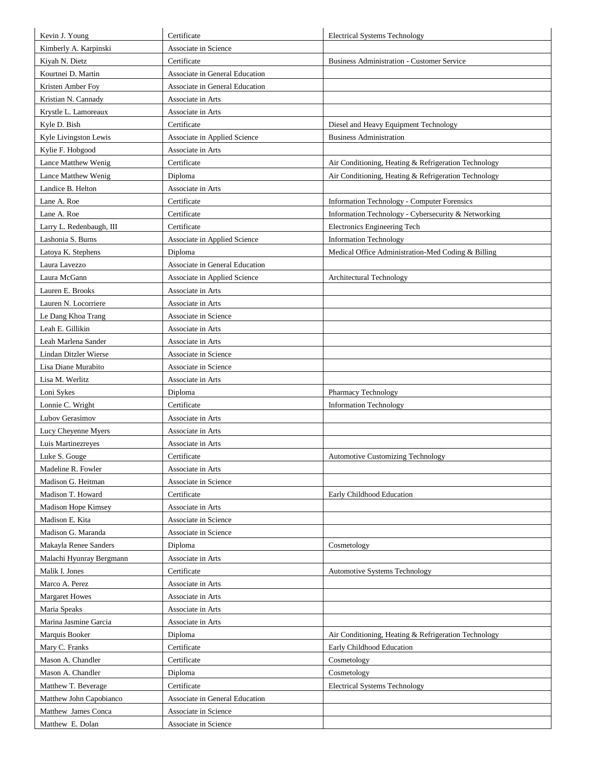| Kevin J. Young | Certificate | Electrical Systems Technology |
|---|---|---|
| Kimberly A. Karpinski | Associate in Science | |
| Kiyah N. Dietz | Certificate | Business Administration - Customer Service |
| Kourtnei D. Martin | Associate in General Education | |
| Kristen Amber Foy | Associate in General Education | |
| Kristian N. Cannady | Associate in Arts | |
| Krystle L. Lamoreaux | Associate in Arts | |
| Kyle D. Bish | Certificate | Diesel and Heavy Equipment Technology |
| Kyle Livingston Lewis | Associate in Applied Science | Business Administration |
| Kylie F. Hobgood | Associate in Arts | |
| Lance Matthew Wenig | Certificate | Air Conditioning, Heating & Refrigeration Technology |
| Lance Matthew Wenig | Diploma | Air Conditioning, Heating & Refrigeration Technology |
| Landice B. Helton | Associate in Arts | |
| Lane A. Roe | Certificate | Information Technology - Computer Forensics |
| Lane A. Roe | Certificate | Information Technology - Cybersecurity & Networking |
| Larry L. Redenbaugh, III | Certificate | Electronics Engineering Tech |
| Lashonia S. Burns | Associate in Applied Science | Information Technology |
| Latoya K. Stephens | Diploma | Medical Office Administration-Med Coding & Billing |
| Laura Lavezzo | Associate in General Education | |
| Laura McGann | Associate in Applied Science | Architectural Technology |
| Lauren E. Brooks | Associate in Arts | |
| Lauren N. Locorriere | Associate in Arts | |
| Le Dang Khoa Trang | Associate in Science | |
| Leah E. Gillikin | Associate in Arts | |
| Leah Marlena Sander | Associate in Arts | |
| Lindan Ditzler Wierse | Associate in Science | |
| Lisa Diane Murabito | Associate in Science | |
| Lisa M. Werlitz | Associate in Arts | |
| Loni Sykes | Diploma | Pharmacy Technology |
| Lonnie C. Wright | Certificate | Information Technology |
| Lubov Gerasimov | Associate in Arts | |
| Lucy Cheyenne Myers | Associate in Arts | |
| Luis Martinezreyes | Associate in Arts | |
| Luke S. Gouge | Certificate | Automotive Customizing Technology |
| Madeline R. Fowler | Associate in Arts | |
| Madison G. Heitman | Associate in Science | |
| Madison T. Howard | Certificate | Early Childhood Education |
| Madison Hope Kimsey | Associate in Arts | |
| Madison E. Kita | Associate in Science | |
| Madison G. Maranda | Associate in Science | |
| Makayla Renee Sanders | Diploma | Cosmetology |
| Malachi Hyunray Bergmann | Associate in Arts | |
| Malik I. Jones | Certificate | Automotive Systems Technology |
| Marco A. Perez | Associate in Arts | |
| Margaret Howes | Associate in Arts | |
| Maria Speaks | Associate in Arts | |
| Marina Jasmine Garcia | Associate in Arts | |
| Marquis Booker | Diploma | Air Conditioning, Heating & Refrigeration Technology |
| Mary C. Franks | Certificate | Early Childhood Education |
| Mason A. Chandler | Certificate | Cosmetology |
| Mason A. Chandler | Diploma | Cosmetology |
| Matthew T. Beverage | Certificate | Electrical Systems Technology |
| Matthew John Capobianco | Associate in General Education | |
| Matthew James Conca | Associate in Science | |
| Matthew E. Dolan | Associate in Science | |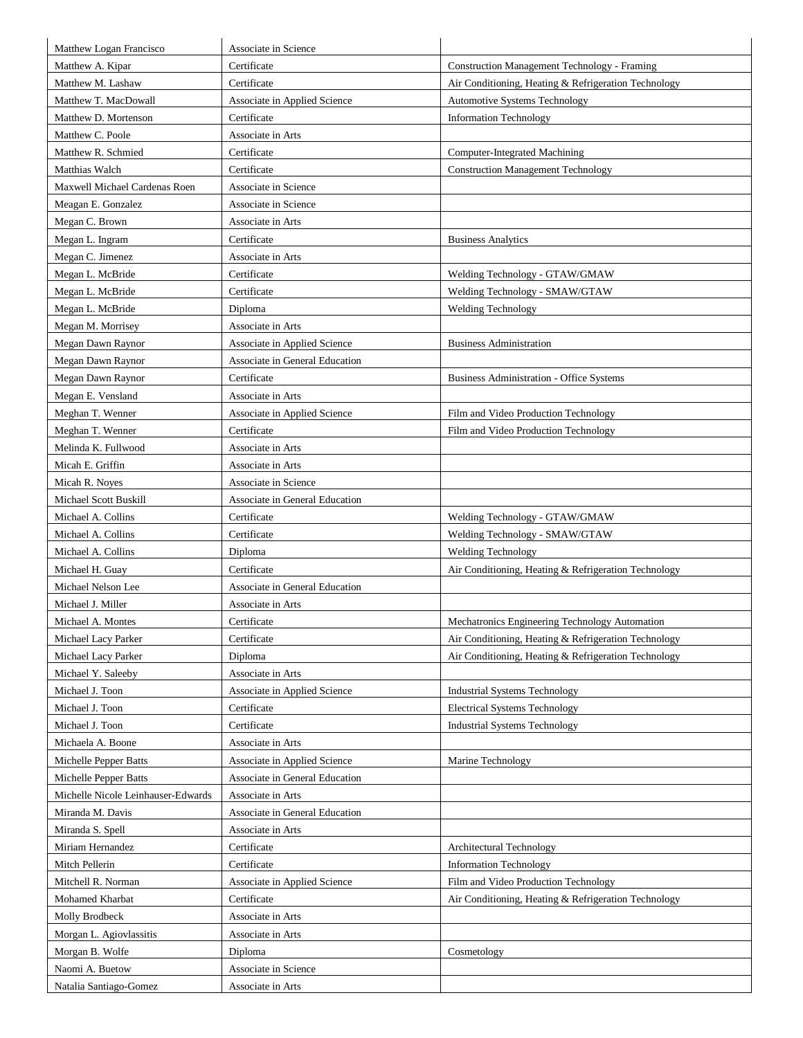| | | |
|---|---|---|
| Matthew Logan Francisco | Associate in Science | |
| Matthew A. Kipar | Certificate | Construction Management Technology - Framing |
| Matthew M. Lashaw | Certificate | Air Conditioning, Heating & Refrigeration Technology |
| Matthew T. MacDowall | Associate in Applied Science | Automotive Systems Technology |
| Matthew D. Mortenson | Certificate | Information Technology |
| Matthew C. Poole | Associate in Arts | |
| Matthew R. Schmied | Certificate | Computer-Integrated Machining |
| Matthias Walch | Certificate | Construction Management Technology |
| Maxwell Michael Cardenas Roen | Associate in Science | |
| Meagan E. Gonzalez | Associate in Science | |
| Megan C. Brown | Associate in Arts | |
| Megan L. Ingram | Certificate | Business Analytics |
| Megan C. Jimenez | Associate in Arts | |
| Megan L. McBride | Certificate | Welding Technology - GTAW/GMAW |
| Megan L. McBride | Certificate | Welding Technology - SMAW/GTAW |
| Megan L. McBride | Diploma | Welding Technology |
| Megan M. Morrisey | Associate in Arts | |
| Megan Dawn Raynor | Associate in Applied Science | Business Administration |
| Megan Dawn Raynor | Associate in General Education | |
| Megan Dawn Raynor | Certificate | Business Administration - Office Systems |
| Megan E. Vensland | Associate in Arts | |
| Meghan T. Wenner | Associate in Applied Science | Film and Video Production Technology |
| Meghan T. Wenner | Certificate | Film and Video Production Technology |
| Melinda K. Fullwood | Associate in Arts | |
| Micah E. Griffin | Associate in Arts | |
| Micah R. Noyes | Associate in Science | |
| Michael Scott Buskill | Associate in General Education | |
| Michael A. Collins | Certificate | Welding Technology - GTAW/GMAW |
| Michael A. Collins | Certificate | Welding Technology - SMAW/GTAW |
| Michael A. Collins | Diploma | Welding Technology |
| Michael H. Guay | Certificate | Air Conditioning, Heating & Refrigeration Technology |
| Michael Nelson Lee | Associate in General Education | |
| Michael J. Miller | Associate in Arts | |
| Michael A. Montes | Certificate | Mechatronics Engineering Technology Automation |
| Michael Lacy Parker | Certificate | Air Conditioning, Heating & Refrigeration Technology |
| Michael Lacy Parker | Diploma | Air Conditioning, Heating & Refrigeration Technology |
| Michael Y. Saleeby | Associate in Arts | |
| Michael J. Toon | Associate in Applied Science | Industrial Systems Technology |
| Michael J. Toon | Certificate | Electrical Systems Technology |
| Michael J. Toon | Certificate | Industrial Systems Technology |
| Michaela A. Boone | Associate in Arts | |
| Michelle Pepper Batts | Associate in Applied Science | Marine Technology |
| Michelle Pepper Batts | Associate in General Education | |
| Michelle Nicole Leinhauser-Edwards | Associate in Arts | |
| Miranda M. Davis | Associate in General Education | |
| Miranda S. Spell | Associate in Arts | |
| Miriam Hernandez | Certificate | Architectural Technology |
| Mitch Pellerin | Certificate | Information Technology |
| Mitchell R. Norman | Associate in Applied Science | Film and Video Production Technology |
| Mohamed Kharbat | Certificate | Air Conditioning, Heating & Refrigeration Technology |
| Molly Brodbeck | Associate in Arts | |
| Morgan L. Agiovlassitis | Associate in Arts | |
| Morgan B. Wolfe | Diploma | Cosmetology |
| Naomi A. Buetow | Associate in Science | |
| Natalia Santiago-Gomez | Associate in Arts | |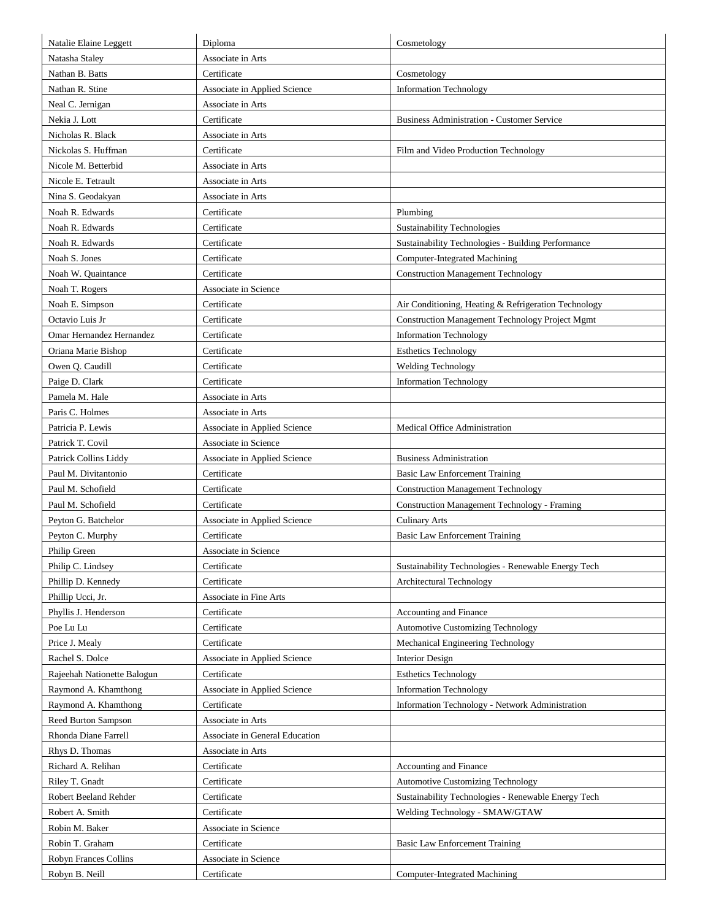| Natalie Elaine Leggett | Diploma | Cosmetology |
|---|---|---|
| Natasha Staley | Associate in Arts | |
| Nathan B. Batts | Certificate | Cosmetology |
| Nathan R. Stine | Associate in Applied Science | Information Technology |
| Neal C. Jernigan | Associate in Arts | |
| Nekia J. Lott | Certificate | Business Administration - Customer Service |
| Nicholas R. Black | Associate in Arts | |
| Nickolas S. Huffman | Certificate | Film and Video Production Technology |
| Nicole M. Betterbid | Associate in Arts | |
| Nicole E. Tetrault | Associate in Arts | |
| Nina S. Geodakyan | Associate in Arts | |
| Noah R. Edwards | Certificate | Plumbing |
| Noah R. Edwards | Certificate | Sustainability Technologies |
| Noah R. Edwards | Certificate | Sustainability Technologies - Building Performance |
| Noah S. Jones | Certificate | Computer-Integrated Machining |
| Noah W. Quaintance | Certificate | Construction Management Technology |
| Noah T. Rogers | Associate in Science | |
| Noah E. Simpson | Certificate | Air Conditioning, Heating & Refrigeration Technology |
| Octavio Luis Jr | Certificate | Construction Management Technology Project Mgmt |
| Omar Hernandez Hernandez | Certificate | Information Technology |
| Oriana Marie Bishop | Certificate | Esthetics Technology |
| Owen Q. Caudill | Certificate | Welding Technology |
| Paige D. Clark | Certificate | Information Technology |
| Pamela M. Hale | Associate in Arts | |
| Paris C. Holmes | Associate in Arts | |
| Patricia P. Lewis | Associate in Applied Science | Medical Office Administration |
| Patrick T. Covil | Associate in Science | |
| Patrick Collins Liddy | Associate in Applied Science | Business Administration |
| Paul M. Divitantonio | Certificate | Basic Law Enforcement Training |
| Paul M. Schofield | Certificate | Construction Management Technology |
| Paul M. Schofield | Certificate | Construction Management Technology - Framing |
| Peyton G. Batchelor | Associate in Applied Science | Culinary Arts |
| Peyton C. Murphy | Certificate | Basic Law Enforcement Training |
| Philip Green | Associate in Science | |
| Philip C. Lindsey | Certificate | Sustainability Technologies - Renewable Energy Tech |
| Phillip D. Kennedy | Certificate | Architectural Technology |
| Phillip Ucci, Jr. | Associate in Fine Arts | |
| Phyllis J. Henderson | Certificate | Accounting and Finance |
| Poe Lu Lu | Certificate | Automotive Customizing Technology |
| Price J. Mealy | Certificate | Mechanical Engineering Technology |
| Rachel S. Dolce | Associate in Applied Science | Interior Design |
| Rajeehah Nationette Balogun | Certificate | Esthetics Technology |
| Raymond A. Khamthong | Associate in Applied Science | Information Technology |
| Raymond A. Khamthong | Certificate | Information Technology - Network Administration |
| Reed Burton Sampson | Associate in Arts | |
| Rhonda Diane Farrell | Associate in General Education | |
| Rhys D. Thomas | Associate in Arts | |
| Richard A. Relihan | Certificate | Accounting and Finance |
| Riley T. Gnadt | Certificate | Automotive Customizing Technology |
| Robert Beeland Rehder | Certificate | Sustainability Technologies - Renewable Energy Tech |
| Robert A. Smith | Certificate | Welding Technology - SMAW/GTAW |
| Robin M. Baker | Associate in Science | |
| Robin T. Graham | Certificate | Basic Law Enforcement Training |
| Robyn Frances Collins | Associate in Science | |
| Robyn B. Neill | Certificate | Computer-Integrated Machining |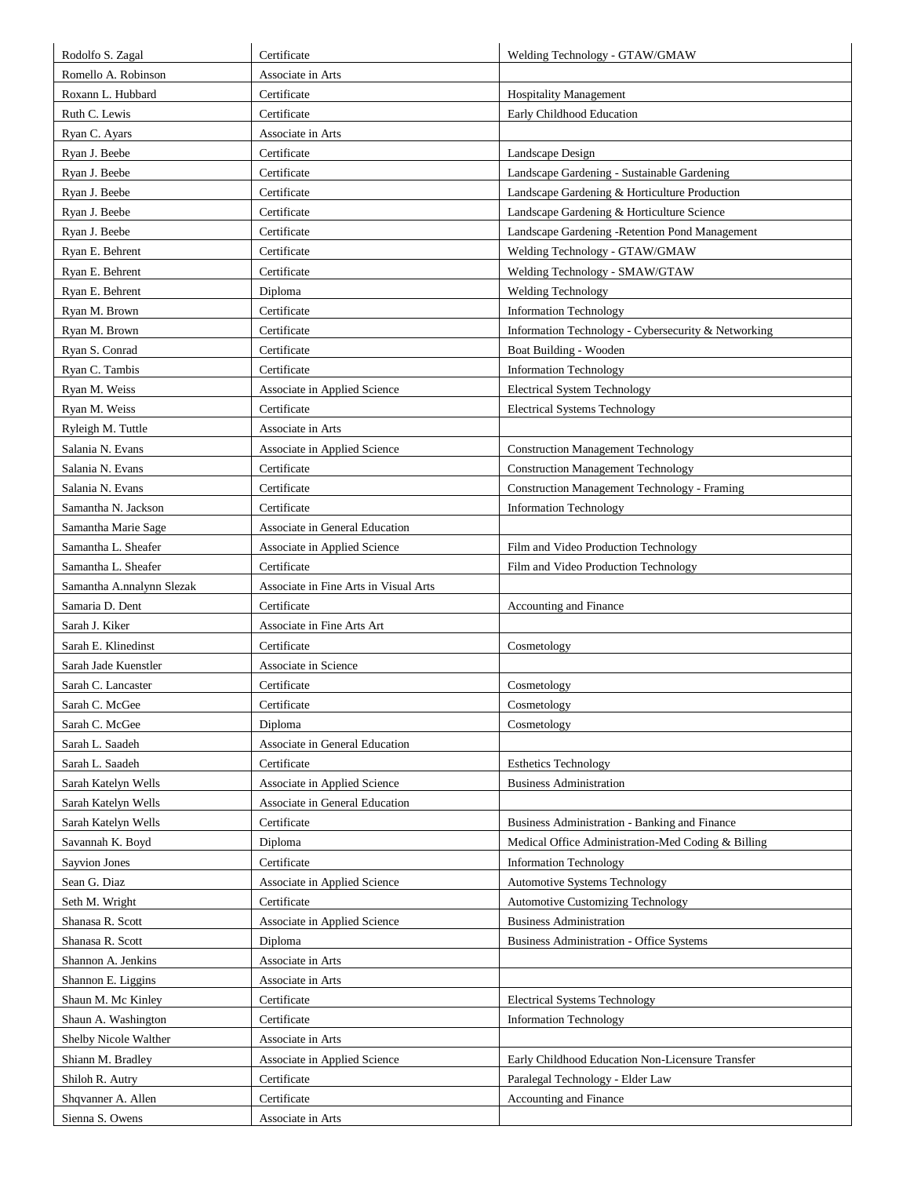| Rodolfo S. Zagal | Certificate | Welding Technology - GTAW/GMAW |
|---|---|---|
| Romello A. Robinson | Associate in Arts | |
| Roxann L. Hubbard | Certificate | Hospitality Management |
| Ruth C. Lewis | Certificate | Early Childhood Education |
| Ryan C. Ayars | Associate in Arts | |
| Ryan J. Beebe | Certificate | Landscape Design |
| Ryan J. Beebe | Certificate | Landscape Gardening - Sustainable Gardening |
| Ryan J. Beebe | Certificate | Landscape Gardening & Horticulture Production |
| Ryan J. Beebe | Certificate | Landscape Gardening & Horticulture Science |
| Ryan J. Beebe | Certificate | Landscape Gardening -Retention Pond Management |
| Ryan E. Behrent | Certificate | Welding Technology - GTAW/GMAW |
| Ryan E. Behrent | Certificate | Welding Technology - SMAW/GTAW |
| Ryan E. Behrent | Diploma | Welding Technology |
| Ryan M. Brown | Certificate | Information Technology |
| Ryan M. Brown | Certificate | Information Technology - Cybersecurity & Networking |
| Ryan S. Conrad | Certificate | Boat Building - Wooden |
| Ryan C. Tambis | Certificate | Information Technology |
| Ryan M. Weiss | Associate in Applied Science | Electrical System Technology |
| Ryan M. Weiss | Certificate | Electrical Systems Technology |
| Ryleigh M. Tuttle | Associate in Arts | |
| Salania N. Evans | Associate in Applied Science | Construction Management Technology |
| Salania N. Evans | Certificate | Construction Management Technology |
| Salania N. Evans | Certificate | Construction Management Technology - Framing |
| Samantha N. Jackson | Certificate | Information Technology |
| Samantha Marie Sage | Associate in General Education | |
| Samantha L. Sheafer | Associate in Applied Science | Film and Video Production Technology |
| Samantha L. Sheafer | Certificate | Film and Video Production Technology |
| Samantha A.nnalynn Slezak | Associate in Fine Arts in Visual Arts | |
| Samaria D. Dent | Certificate | Accounting and Finance |
| Sarah J. Kiker | Associate in Fine Arts Art | |
| Sarah E. Klinedinst | Certificate | Cosmetology |
| Sarah Jade Kuenstler | Associate in Science | |
| Sarah C. Lancaster | Certificate | Cosmetology |
| Sarah C. McGee | Certificate | Cosmetology |
| Sarah C. McGee | Diploma | Cosmetology |
| Sarah L. Saadeh | Associate in General Education | |
| Sarah L. Saadeh | Certificate | Esthetics Technology |
| Sarah Katelyn Wells | Associate in Applied Science | Business Administration |
| Sarah Katelyn Wells | Associate in General Education | |
| Sarah Katelyn Wells | Certificate | Business Administration - Banking and Finance |
| Savannah K. Boyd | Diploma | Medical Office Administration-Med Coding & Billing |
| Sayvion Jones | Certificate | Information Technology |
| Sean G. Diaz | Associate in Applied Science | Automotive Systems Technology |
| Seth M. Wright | Certificate | Automotive Customizing Technology |
| Shanasa R. Scott | Associate in Applied Science | Business Administration |
| Shanasa R. Scott | Diploma | Business Administration - Office Systems |
| Shannon A. Jenkins | Associate in Arts | |
| Shannon E. Liggins | Associate in Arts | |
| Shaun M. Mc Kinley | Certificate | Electrical Systems Technology |
| Shaun A. Washington | Certificate | Information Technology |
| Shelby Nicole Walther | Associate in Arts | |
| Shiann M. Bradley | Associate in Applied Science | Early Childhood Education Non-Licensure Transfer |
| Shiloh R. Autry | Certificate | Paralegal Technology - Elder Law |
| Shqvanner A. Allen | Certificate | Accounting and Finance |
| Sienna S. Owens | Associate in Arts | |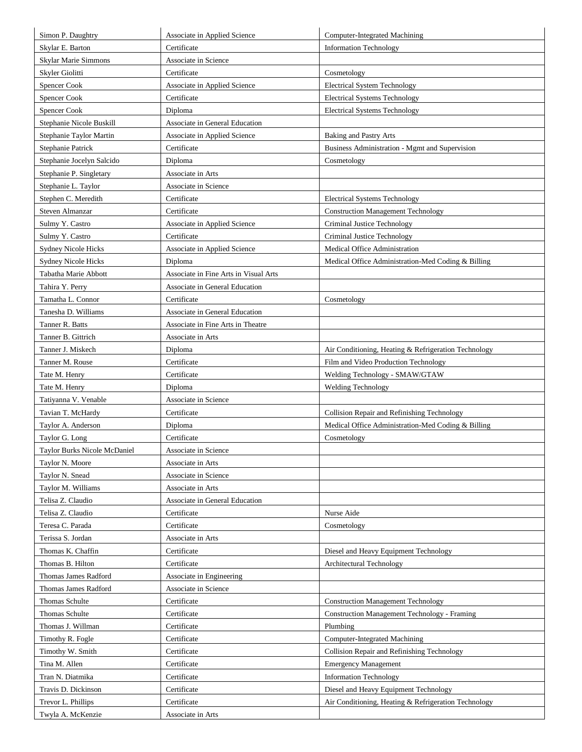| | | |
|---|---|---|
| Simon P. Daughtry | Associate in Applied Science | Computer-Integrated Machining |
| Skylar E. Barton | Certificate | Information Technology |
| Skylar Marie Simmons | Associate in Science | |
| Skyler Giolitti | Certificate | Cosmetology |
| Spencer Cook | Associate in Applied Science | Electrical System Technology |
| Spencer Cook | Certificate | Electrical Systems Technology |
| Spencer Cook | Diploma | Electrical Systems Technology |
| Stephanie Nicole Buskill | Associate in General Education | |
| Stephanie Taylor Martin | Associate in Applied Science | Baking and Pastry Arts |
| Stephanie Patrick | Certificate | Business Administration - Mgmt and Supervision |
| Stephanie Jocelyn Salcido | Diploma | Cosmetology |
| Stephanie P. Singletary | Associate in Arts | |
| Stephanie L. Taylor | Associate in Science | |
| Stephen C. Meredith | Certificate | Electrical Systems Technology |
| Steven Almanzar | Certificate | Construction Management Technology |
| Sulmy Y. Castro | Associate in Applied Science | Criminal Justice Technology |
| Sulmy Y. Castro | Certificate | Criminal Justice Technology |
| Sydney Nicole Hicks | Associate in Applied Science | Medical Office Administration |
| Sydney Nicole Hicks | Diploma | Medical Office Administration-Med Coding & Billing |
| Tabatha Marie Abbott | Associate in Fine Arts in Visual Arts | |
| Tahira Y. Perry | Associate in General Education | |
| Tamatha L. Connor | Certificate | Cosmetology |
| Tanesha D. Williams | Associate in General Education | |
| Tanner R. Batts | Associate in Fine Arts in Theatre | |
| Tanner B. Gittrich | Associate in Arts | |
| Tanner J. Miskech | Diploma | Air Conditioning, Heating & Refrigeration Technology |
| Tanner M. Rouse | Certificate | Film and Video Production Technology |
| Tate M. Henry | Certificate | Welding Technology - SMAW/GTAW |
| Tate M. Henry | Diploma | Welding Technology |
| Tatiyanna V. Venable | Associate in Science | |
| Tavian T. McHardy | Certificate | Collision Repair and Refinishing Technology |
| Taylor A. Anderson | Diploma | Medical Office Administration-Med Coding & Billing |
| Taylor G. Long | Certificate | Cosmetology |
| Taylor Burks Nicole McDaniel | Associate in Science | |
| Taylor N. Moore | Associate in Arts | |
| Taylor N. Snead | Associate in Science | |
| Taylor M. Williams | Associate in Arts | |
| Telisa Z. Claudio | Associate in General Education | |
| Telisa Z. Claudio | Certificate | Nurse Aide |
| Teresa C. Parada | Certificate | Cosmetology |
| Terissa S. Jordan | Associate in Arts | |
| Thomas K. Chaffin | Certificate | Diesel and Heavy Equipment Technology |
| Thomas B. Hilton | Certificate | Architectural Technology |
| Thomas James Radford | Associate in Engineering | |
| Thomas James Radford | Associate in Science | |
| Thomas Schulte | Certificate | Construction Management Technology |
| Thomas Schulte | Certificate | Construction Management Technology - Framing |
| Thomas J. Willman | Certificate | Plumbing |
| Timothy R. Fogle | Certificate | Computer-Integrated Machining |
| Timothy W. Smith | Certificate | Collision Repair and Refinishing Technology |
| Tina M. Allen | Certificate | Emergency Management |
| Tran N. Diatmika | Certificate | Information Technology |
| Travis D. Dickinson | Certificate | Diesel and Heavy Equipment Technology |
| Trevor L. Phillips | Certificate | Air Conditioning, Heating & Refrigeration Technology |
| Twyla A. McKenzie | Associate in Arts | |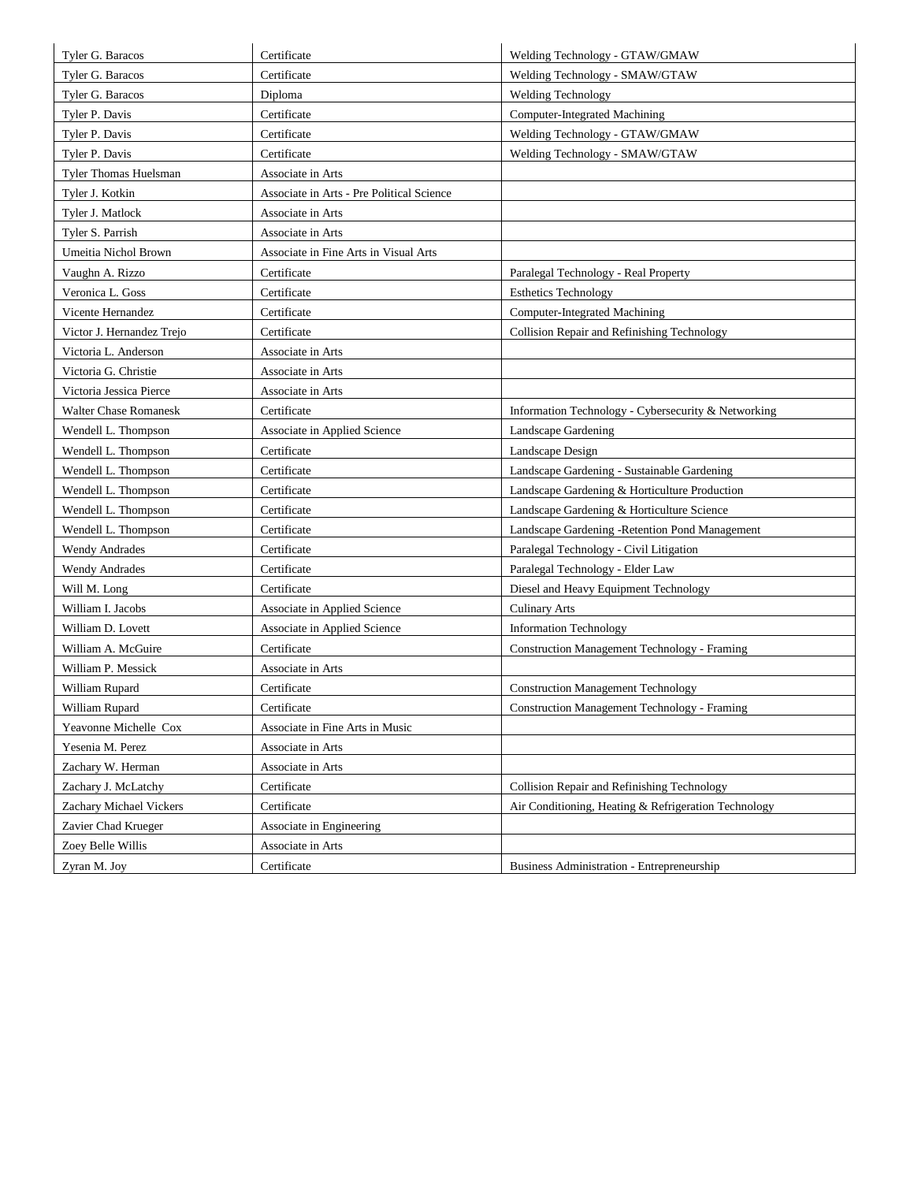| | | |
|---|---|---|
| Tyler G. Baracos | Certificate | Welding Technology - GTAW/GMAW |
| Tyler G. Baracos | Certificate | Welding Technology - SMAW/GTAW |
| Tyler G. Baracos | Diploma | Welding Technology |
| Tyler P. Davis | Certificate | Computer-Integrated Machining |
| Tyler P. Davis | Certificate | Welding Technology - GTAW/GMAW |
| Tyler P. Davis | Certificate | Welding Technology - SMAW/GTAW |
| Tyler Thomas Huelsman | Associate in Arts | |
| Tyler J. Kotkin | Associate in Arts - Pre Political Science | |
| Tyler J. Matlock | Associate in Arts | |
| Tyler S. Parrish | Associate in Arts | |
| Umeitia Nichol Brown | Associate in Fine Arts in Visual Arts | |
| Vaughn A. Rizzo | Certificate | Paralegal Technology - Real Property |
| Veronica L. Goss | Certificate | Esthetics Technology |
| Vicente Hernandez | Certificate | Computer-Integrated Machining |
| Victor J. Hernandez Trejo | Certificate | Collision Repair and Refinishing Technology |
| Victoria L. Anderson | Associate in Arts | |
| Victoria G. Christie | Associate in Arts | |
| Victoria Jessica Pierce | Associate in Arts | |
| Walter Chase Romanesk | Certificate | Information Technology - Cybersecurity & Networking |
| Wendell L. Thompson | Associate in Applied Science | Landscape Gardening |
| Wendell L. Thompson | Certificate | Landscape Design |
| Wendell L. Thompson | Certificate | Landscape Gardening - Sustainable Gardening |
| Wendell L. Thompson | Certificate | Landscape Gardening & Horticulture Production |
| Wendell L. Thompson | Certificate | Landscape Gardening & Horticulture Science |
| Wendell L. Thompson | Certificate | Landscape Gardening -Retention Pond Management |
| Wendy Andrades | Certificate | Paralegal Technology - Civil Litigation |
| Wendy Andrades | Certificate | Paralegal Technology - Elder Law |
| Will M. Long | Certificate | Diesel and Heavy Equipment Technology |
| William I. Jacobs | Associate in Applied Science | Culinary Arts |
| William D. Lovett | Associate in Applied Science | Information Technology |
| William A. McGuire | Certificate | Construction Management Technology - Framing |
| William P. Messick | Associate in Arts | |
| William Rupard | Certificate | Construction Management Technology |
| William Rupard | Certificate | Construction Management Technology - Framing |
| Yeavonne Michelle Cox | Associate in Fine Arts in Music | |
| Yesenia M. Perez | Associate in Arts | |
| Zachary W. Herman | Associate in Arts | |
| Zachary J. McLatchy | Certificate | Collision Repair and Refinishing Technology |
| Zachary Michael Vickers | Certificate | Air Conditioning, Heating & Refrigeration Technology |
| Zavier Chad Krueger | Associate in Engineering | |
| Zoey Belle Willis | Associate in Arts | |
| Zyran M. Joy | Certificate | Business Administration - Entrepreneurship |